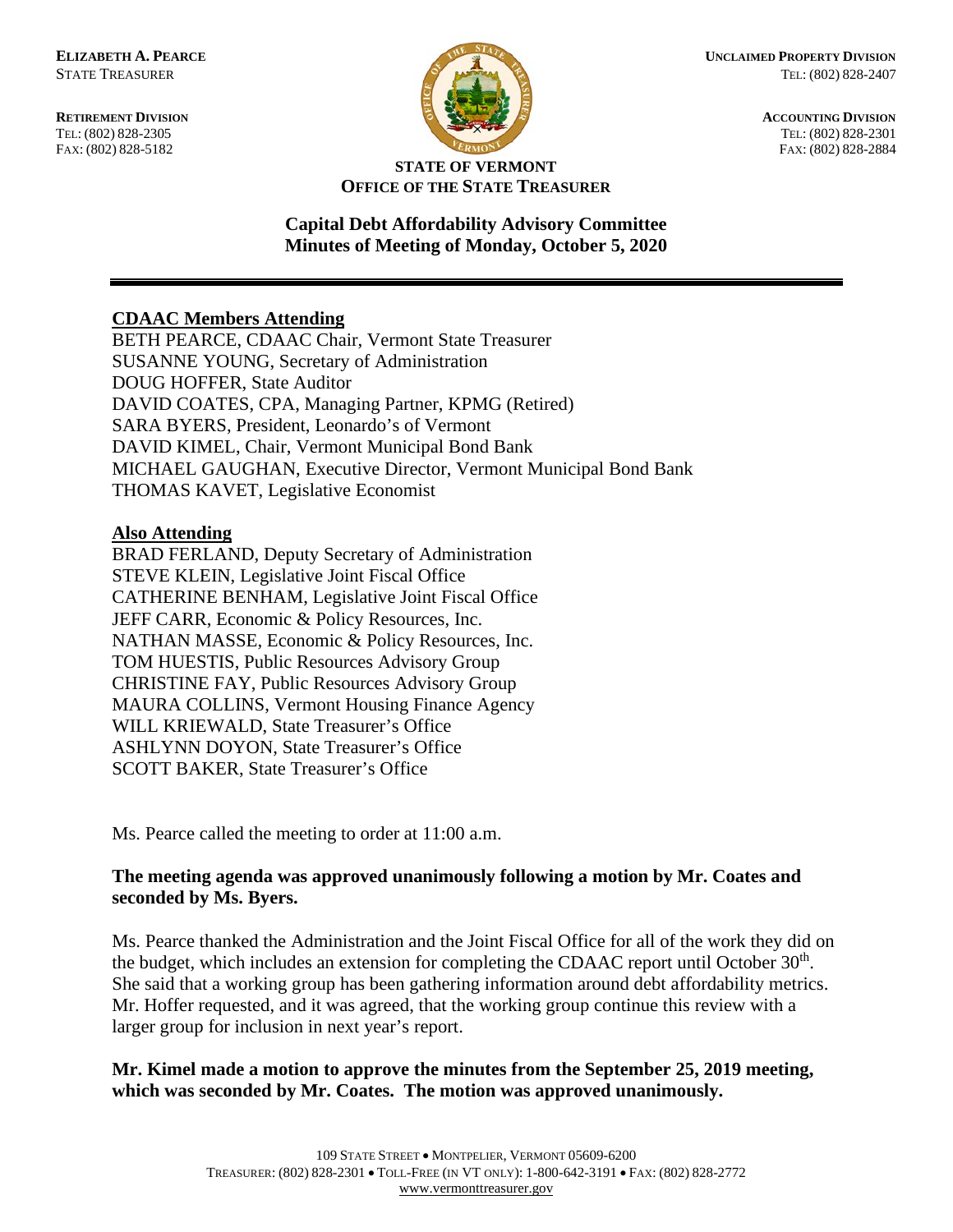**ELIZABETH A. PEARCE**
STATE TREASURER

**RETIREMENT DIVISION**
TEL: (802) 828-2305
FAX: (802) 828-5182

**UNCLAIMED PROPERTY DIVISION**
TEL: (802) 828-2407

**ACCOUNTING DIVISION**
TEL: (802) 828-2301
FAX: (802) 828-2884

**STATE OF VERMONT**
**OFFICE OF THE STATE TREASURER**

**Capital Debt Affordability Advisory Committee**
**Minutes of Meeting of Monday, October 5, 2020**

---

**CDAAC Members Attending**

BETH PEARCE, CDAAC Chair, Vermont State Treasurer
SUSANNE YOUNG, Secretary of Administration
DOUG HOFFER, State Auditor
DAVID COATES, CPA, Managing Partner, KPMG (Retired)
SARA BYERS, President, Leonardo's of Vermont
DAVID KIMEL, Chair, Vermont Municipal Bond Bank
MICHAEL GAUGHAN, Executive Director, Vermont Municipal Bond Bank
THOMAS KAVET, Legislative Economist

**Also Attending**

BRAD FERLAND, Deputy Secretary of Administration
STEVE KLEIN, Legislative Joint Fiscal Office
CATHERINE BENHAM, Legislative Joint Fiscal Office
JEFF CARR, Economic & Policy Resources, Inc.
NATHAN MASSE, Economic & Policy Resources, Inc.
TOM HUESTIS, Public Resources Advisory Group
CHRISTINE FAY, Public Resources Advisory Group
MAURA COLLINS, Vermont Housing Finance Agency
WILL KRIEWALD, State Treasurer's Office
ASHLYNN DOYON, State Treasurer's Office
SCOTT BAKER, State Treasurer's Office

Ms. Pearce called the meeting to order at 11:00 a.m.

**The meeting agenda was approved unanimously following a motion by Mr. Coates and seconded by Ms. Byers.**

Ms. Pearce thanked the Administration and the Joint Fiscal Office for all of the work they did on the budget, which includes an extension for completing the CDAAC report until October 30th. She said that a working group has been gathering information around debt affordability metrics. Mr. Hoffer requested, and it was agreed, that the working group continue this review with a larger group for inclusion in next year's report.

**Mr. Kimel made a motion to approve the minutes from the September 25, 2019 meeting, which was seconded by Mr. Coates. The motion was approved unanimously.**

109 STATE STREET • MONTPELIER, VERMONT 05609-6200
TREASURER: (802) 828-2301 • TOLL-FREE (IN VT ONLY): 1-800-642-3191 • FAX: (802) 828-2772
www.vermonttreasurer.gov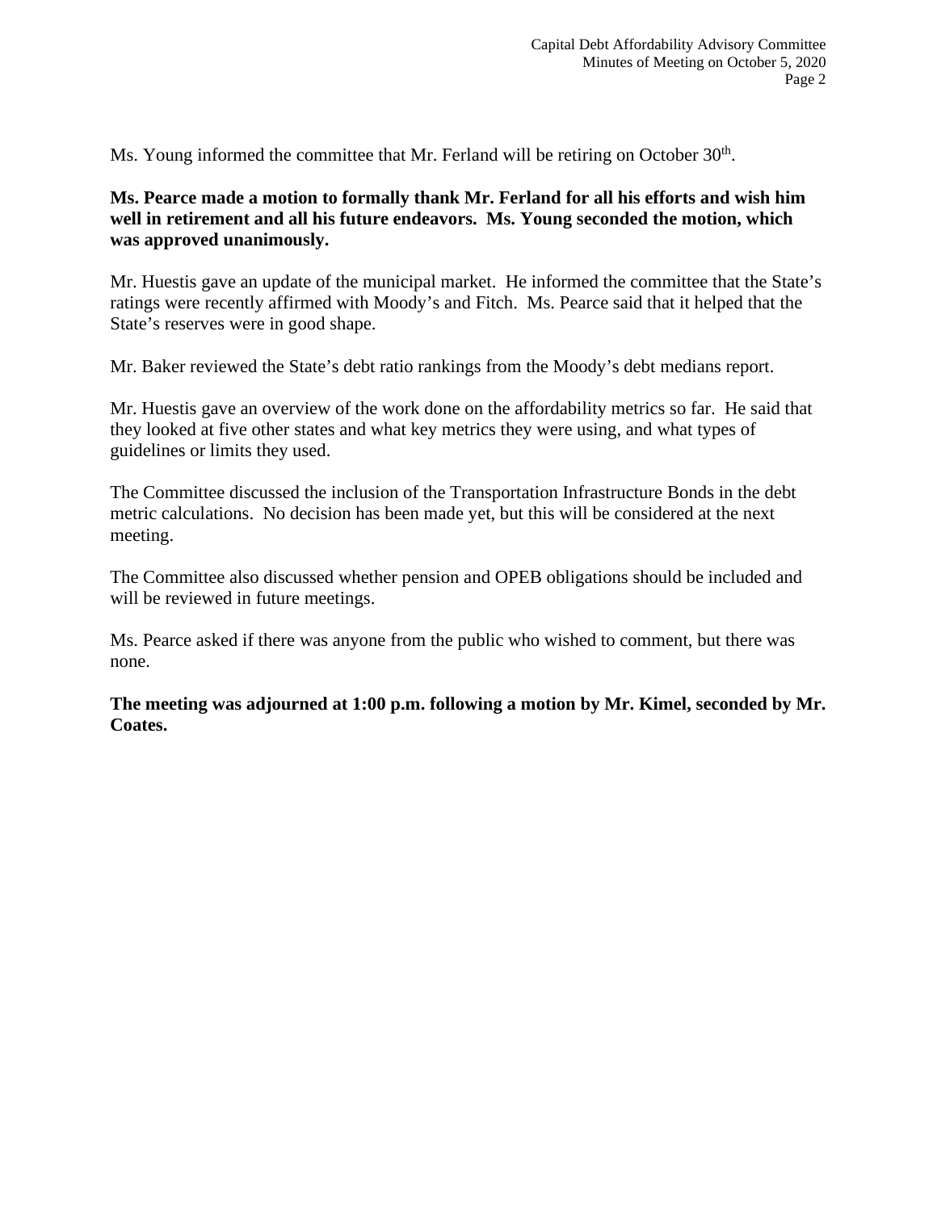Ms. Young informed the committee that Mr. Ferland will be retiring on October 30th.

**Ms. Pearce made a motion to formally thank Mr. Ferland for all his efforts and wish him well in retirement and all his future endeavors. Ms. Young seconded the motion, which was approved unanimously.**

Mr. Huestis gave an update of the municipal market. He informed the committee that the State's ratings were recently affirmed with Moody's and Fitch. Ms. Pearce said that it helped that the State's reserves were in good shape.

Mr. Baker reviewed the State's debt ratio rankings from the Moody's debt medians report.

Mr. Huestis gave an overview of the work done on the affordability metrics so far. He said that they looked at five other states and what key metrics they were using, and what types of guidelines or limits they used.

The Committee discussed the inclusion of the Transportation Infrastructure Bonds in the debt metric calculations. No decision has been made yet, but this will be considered at the next meeting.

The Committee also discussed whether pension and OPEB obligations should be included and will be reviewed in future meetings.

Ms. Pearce asked if there was anyone from the public who wished to comment, but there was none.

**The meeting was adjourned at 1:00 p.m. following a motion by Mr. Kimel, seconded by Mr. Coates.**